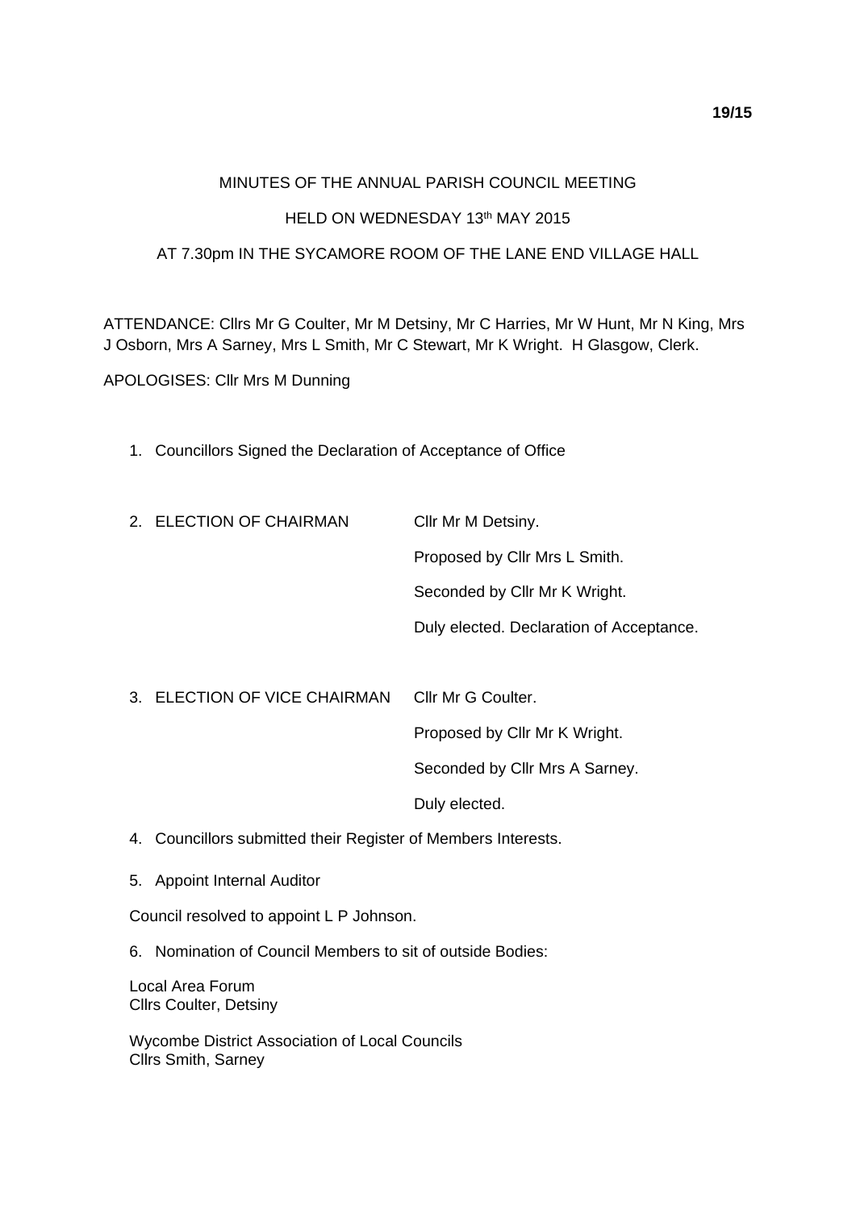19/15

MINUTES OF THE ANNUAL PARISH COUNCIL MEETING

HELD ON WEDNESDAY 13th MAY 2015

AT 7.30pm IN THE SYCAMORE ROOM OF THE LANE END VILLAGE HALL

ATTENDANCE: Cllrs Mr G Coulter, Mr M Detsiny, Mr C Harries, Mr W Hunt, Mr N King, Mrs J Osborn, Mrs A Sarney, Mrs L Smith, Mr C Stewart, Mr K Wright. H Glasgow, Clerk.

APOLOGISES: Cllr Mrs M Dunning

1. Councillors Signed the Declaration of Acceptance of Office

2. ELECTION OF CHAIRMAN

   Cllr Mr M Detsiny.

   Proposed by Cllr Mrs L Smith.

   Seconded by Cllr Mr K Wright.

   Duly elected. Declaration of Acceptance.

3. ELECTION OF VICE CHAIRMAN

   Cllr Mr G Coulter.

   Proposed by Cllr Mr K Wright.

   Seconded by Cllr Mrs A Sarney.

   Duly elected.

4. Councillors submitted their Register of Members Interests.

5. Appoint Internal Auditor

Council resolved to appoint L P Johnson.

6. Nomination of Council Members to sit of outside Bodies:

Local Area Forum
Cllrs Coulter, Detsiny

Wycombe District Association of Local Councils
Cllrs Smith, Sarney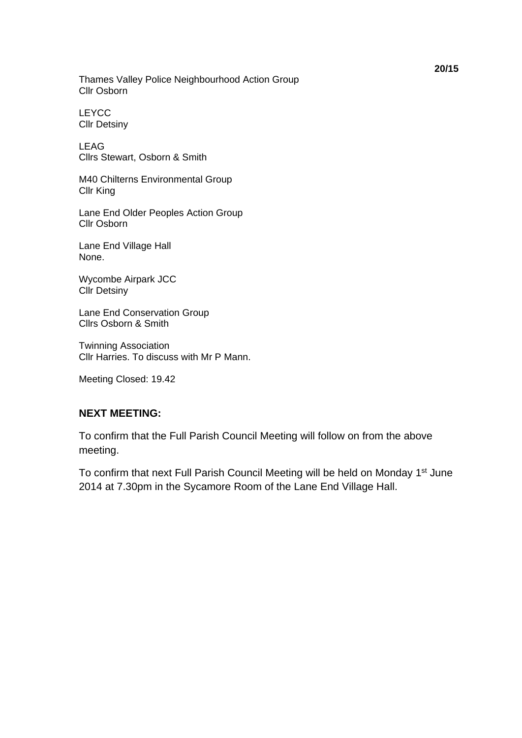Thames Valley Police Neighbourhood Action Group
Cllr Osborn

LEYCC
Cllr Detsiny

LEAG
Cllrs Stewart, Osborn & Smith

M40 Chilterns Environmental Group
Cllr King

Lane End Older Peoples Action Group
Cllr Osborn

Lane End Village Hall
None.

Wycombe Airpark JCC
Cllr Detsiny

Lane End Conservation Group
Cllrs Osborn & Smith

Twinning Association
Cllr Harries. To discuss with Mr P Mann.

Meeting Closed: 19.42

**NEXT MEETING:**

To confirm that the Full Parish Council Meeting will follow on from the above meeting.

To confirm that next Full Parish Council Meeting will be held on Monday 1st June 2014 at 7.30pm in the Sycamore Room of the Lane End Village Hall.